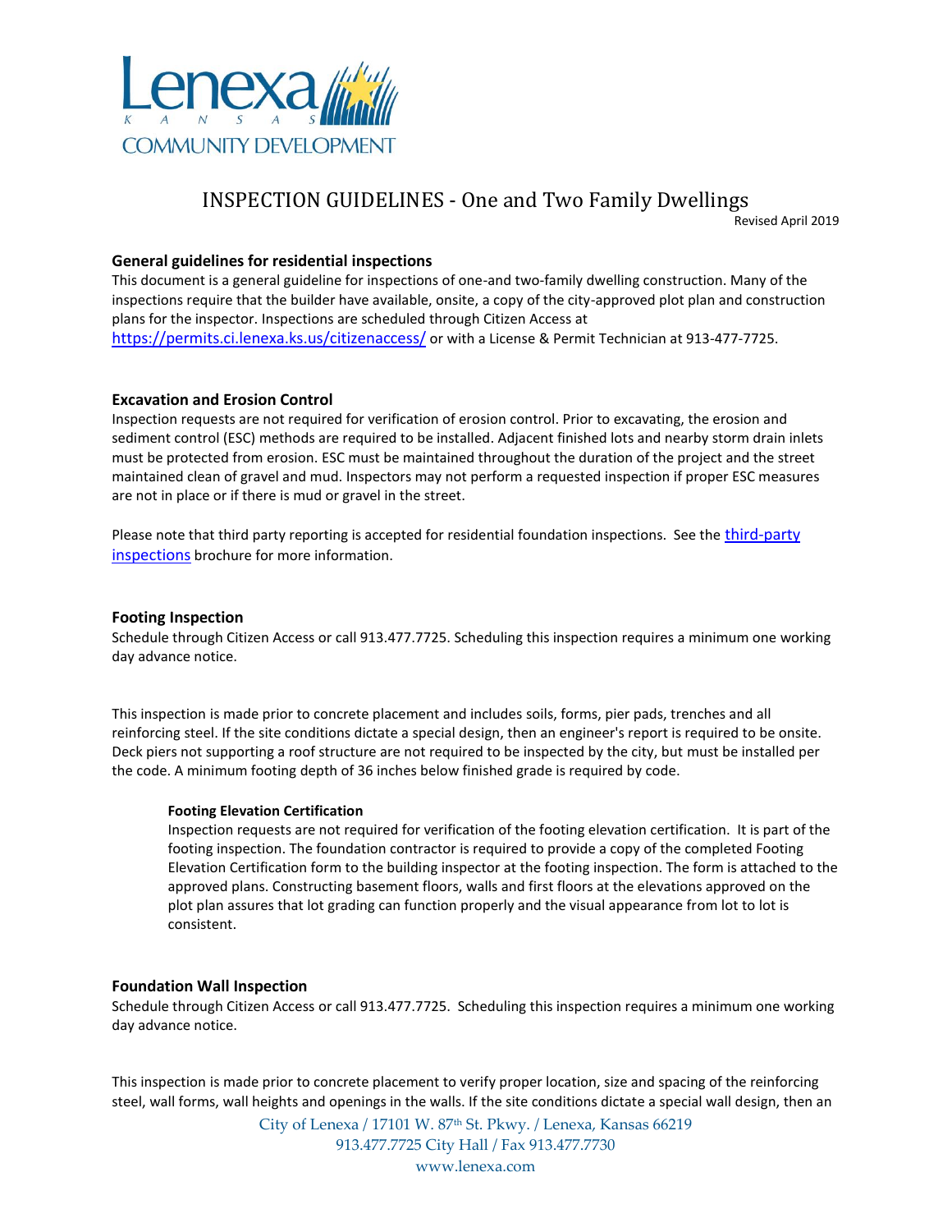Lenexa KANSAS COMMUNITY DEVELOPMENT

# INSPECTION GUIDELINES - One and Two Family Dwellings

Revised April 2019

## General guidelines for residential inspections

This document is a general guideline for inspections of one-and two-family dwelling construction. Many of the inspections require that the builder have available, onsite, a copy of the city-approved plot plan and construction plans for the inspector. Inspections are scheduled through Citizen Access at https://permits.ci.lenexa.ks.us/citizenaccess/ or with a License & Permit Technician at 913-477-7725.

## Excavation and Erosion Control

Inspection requests are not required for verification of erosion control. Prior to excavating, the erosion and sediment control (ESC) methods are required to be installed. Adjacent finished lots and nearby storm drain inlets must be protected from erosion. ESC must be maintained throughout the duration of the project and the street maintained clean of gravel and mud. Inspectors may not perform a requested inspection if proper ESC measures are not in place or if there is mud or gravel in the street.

Please note that third party reporting is accepted for residential foundation inspections. See the third-party inspections brochure for more information.

## Footing Inspection

Schedule through Citizen Access or call 913.477.7725. Scheduling this inspection requires a minimum one working day advance notice.

This inspection is made prior to concrete placement and includes soils, forms, pier pads, trenches and all reinforcing steel. If the site conditions dictate a special design, then an engineer's report is required to be onsite. Deck piers not supporting a roof structure are not required to be inspected by the city, but must be installed per the code. A minimum footing depth of 36 inches below finished grade is required by code.

### Footing Elevation Certification

Inspection requests are not required for verification of the footing elevation certification. It is part of the footing inspection. The foundation contractor is required to provide a copy of the completed Footing Elevation Certification form to the building inspector at the footing inspection. The form is attached to the approved plans. Constructing basement floors, walls and first floors at the elevations approved on the plot plan assures that lot grading can function properly and the visual appearance from lot to lot is consistent.

## Foundation Wall Inspection

Schedule through Citizen Access or call 913.477.7725. Scheduling this inspection requires a minimum one working day advance notice.

This inspection is made prior to concrete placement to verify proper location, size and spacing of the reinforcing steel, wall forms, wall heights and openings in the walls. If the site conditions dictate a special wall design, then an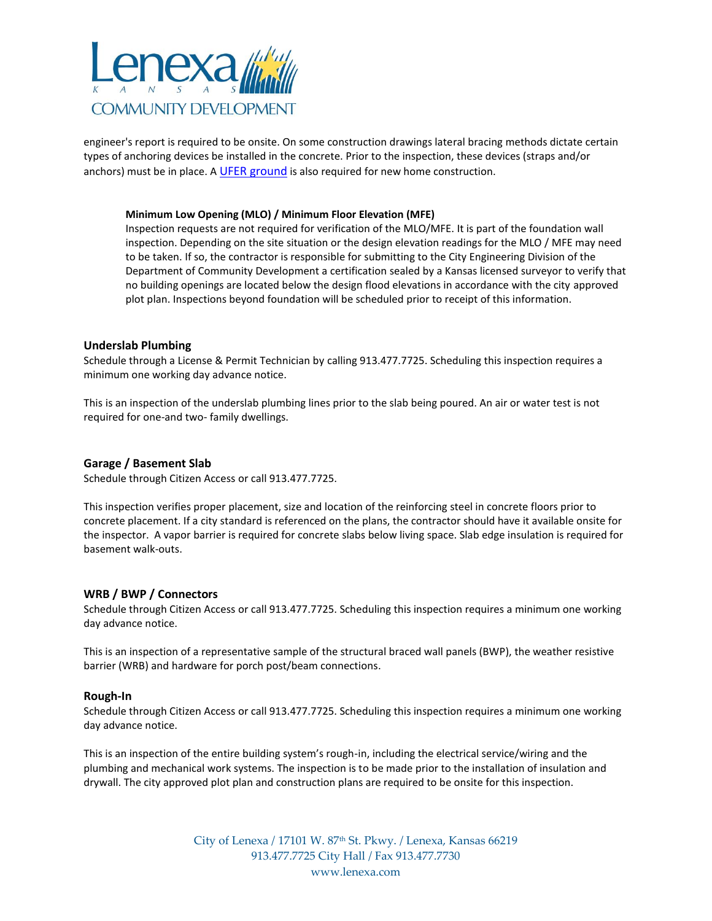engineer's report is required to be onsite. On some construction drawings lateral bracing methods dictate certain types of anchoring devices be installed in the concrete. Prior to the inspection, these devices (straps and/or anchors) must be in place. A UFER ground is also required for new home construction.

**Minimum Low Opening (MLO) / Minimum Floor Elevation (MFE)**

Inspection requests are not required for verification of the MLO/MFE. It is part of the foundation wall inspection. Depending on the site situation or the design elevation readings for the MLO / MFE may need to be taken. If so, the contractor is responsible for submitting to the City Engineering Division of the Department of Community Development a certification sealed by a Kansas licensed surveyor to verify that no building openings are located below the design flood elevations in accordance with the city approved plot plan. Inspections beyond foundation will be scheduled prior to receipt of this information.

### Underslab Plumbing

Schedule through a License & Permit Technician by calling 913.477.7725. Scheduling this inspection requires a minimum one working day advance notice.

This is an inspection of the underslab plumbing lines prior to the slab being poured. An air or water test is not required for one-and two- family dwellings.

### Garage / Basement Slab

Schedule through Citizen Access or call 913.477.7725.

This inspection verifies proper placement, size and location of the reinforcing steel in concrete floors prior to concrete placement. If a city standard is referenced on the plans, the contractor should have it available onsite for the inspector. A vapor barrier is required for concrete slabs below living space. Slab edge insulation is required for basement walk-outs.

### WRB / BWP / Connectors

Schedule through Citizen Access or call 913.477.7725. Scheduling this inspection requires a minimum one working day advance notice.

This is an inspection of a representative sample of the structural braced wall panels (BWP), the weather resistive barrier (WRB) and hardware for porch post/beam connections.

### Rough-In

Schedule through Citizen Access or call 913.477.7725. Scheduling this inspection requires a minimum one working day advance notice.

This is an inspection of the entire building system's rough-in, including the electrical service/wiring and the plumbing and mechanical work systems. The inspection is to be made prior to the installation of insulation and drywall. The city approved plot plan and construction plans are required to be onsite for this inspection.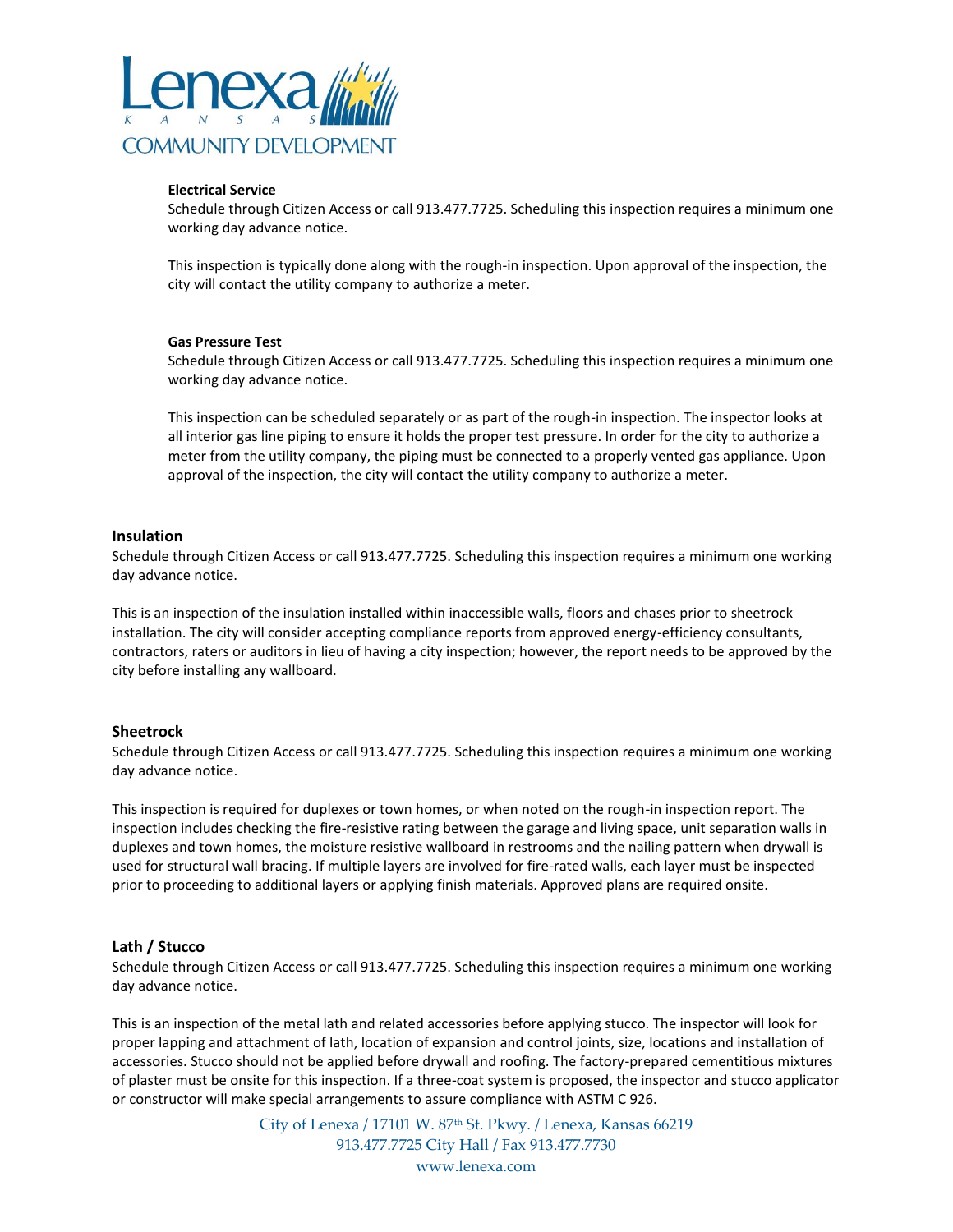#### Electrical Service

Schedule through Citizen Access or call 913.477.7725. Scheduling this inspection requires a minimum one working day advance notice.

This inspection is typically done along with the rough-in inspection. Upon approval of the inspection, the city will contact the utility company to authorize a meter.

#### Gas Pressure Test

Schedule through Citizen Access or call 913.477.7725. Scheduling this inspection requires a minimum one working day advance notice.

This inspection can be scheduled separately or as part of the rough-in inspection. The inspector looks at all interior gas line piping to ensure it holds the proper test pressure. In order for the city to authorize a meter from the utility company, the piping must be connected to a properly vented gas appliance. Upon approval of the inspection, the city will contact the utility company to authorize a meter.

### Insulation

Schedule through Citizen Access or call 913.477.7725. Scheduling this inspection requires a minimum one working day advance notice.

This is an inspection of the insulation installed within inaccessible walls, floors and chases prior to sheetrock installation. The city will consider accepting compliance reports from approved energy-efficiency consultants, contractors, raters or auditors in lieu of having a city inspection; however, the report needs to be approved by the city before installing any wallboard.

### Sheetrock

Schedule through Citizen Access or call 913.477.7725. Scheduling this inspection requires a minimum one working day advance notice.

This inspection is required for duplexes or town homes, or when noted on the rough-in inspection report. The inspection includes checking the fire-resistive rating between the garage and living space, unit separation walls in duplexes and town homes, the moisture resistive wallboard in restrooms and the nailing pattern when drywall is used for structural wall bracing. If multiple layers are involved for fire-rated walls, each layer must be inspected prior to proceeding to additional layers or applying finish materials. Approved plans are required onsite.

### Lath / Stucco

Schedule through Citizen Access or call 913.477.7725. Scheduling this inspection requires a minimum one working day advance notice.

This is an inspection of the metal lath and related accessories before applying stucco. The inspector will look for proper lapping and attachment of lath, location of expansion and control joints, size, locations and installation of accessories. Stucco should not be applied before drywall and roofing. The factory-prepared cementitious mixtures of plaster must be onsite for this inspection. If a three-coat system is proposed, the inspector and stucco applicator or constructor will make special arrangements to assure compliance with ASTM C 926.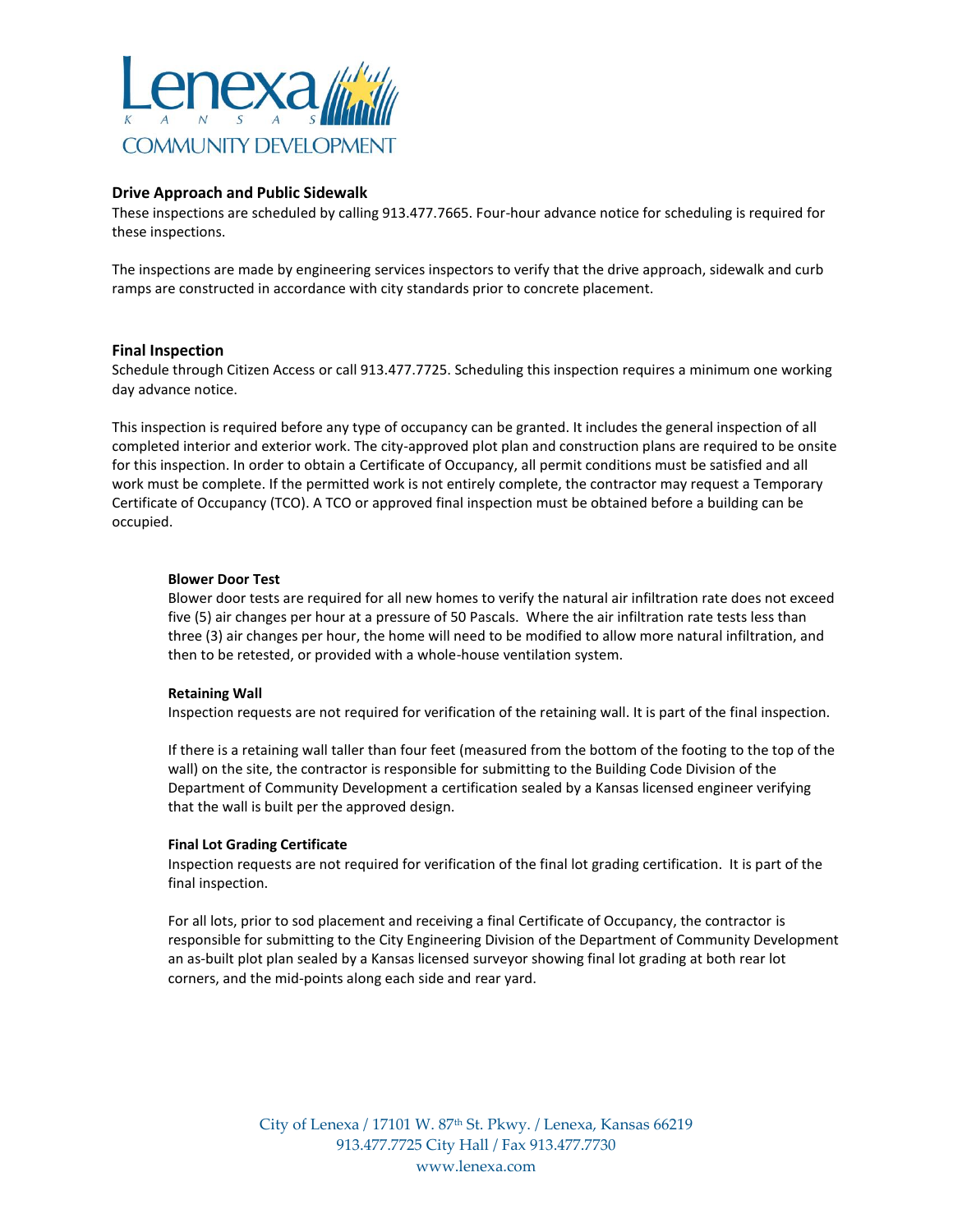## Drive Approach and Public Sidewalk

These inspections are scheduled by calling 913.477.7665. Four-hour advance notice for scheduling is required for these inspections.

The inspections are made by engineering services inspectors to verify that the drive approach, sidewalk and curb ramps are constructed in accordance with city standards prior to concrete placement.

## Final Inspection

Schedule through Citizen Access or call 913.477.7725. Scheduling this inspection requires a minimum one working day advance notice.

This inspection is required before any type of occupancy can be granted. It includes the general inspection of all completed interior and exterior work. The city-approved plot plan and construction plans are required to be onsite for this inspection. In order to obtain a Certificate of Occupancy, all permit conditions must be satisfied and all work must be complete. If the permitted work is not entirely complete, the contractor may request a Temporary Certificate of Occupancy (TCO). A TCO or approved final inspection must be obtained before a building can be occupied.

### Blower Door Test

Blower door tests are required for all new homes to verify the natural air infiltration rate does not exceed five (5) air changes per hour at a pressure of 50 Pascals. Where the air infiltration rate tests less than three (3) air changes per hour, the home will need to be modified to allow more natural infiltration, and then to be retested, or provided with a whole-house ventilation system.

### Retaining Wall

Inspection requests are not required for verification of the retaining wall. It is part of the final inspection.

If there is a retaining wall taller than four feet (measured from the bottom of the footing to the top of the wall) on the site, the contractor is responsible for submitting to the Building Code Division of the Department of Community Development a certification sealed by a Kansas licensed engineer verifying that the wall is built per the approved design.

### Final Lot Grading Certificate

Inspection requests are not required for verification of the final lot grading certification. It is part of the final inspection.

For all lots, prior to sod placement and receiving a final Certificate of Occupancy, the contractor is responsible for submitting to the City Engineering Division of the Department of Community Development an as-built plot plan sealed by a Kansas licensed surveyor showing final lot grading at both rear lot corners, and the mid-points along each side and rear yard.